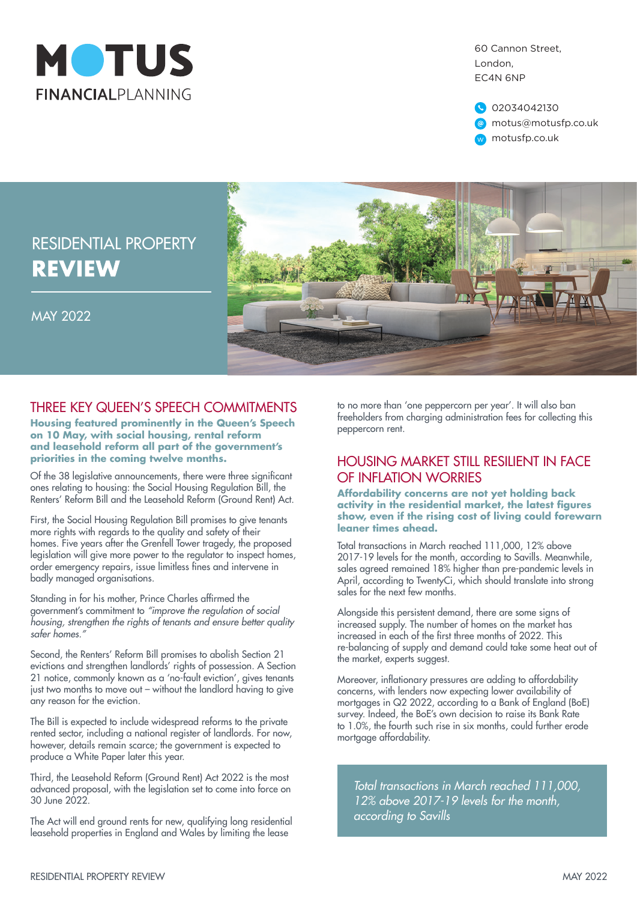# MOTUS FINANCIALPLANNING

60 Cannon Street,
London,
EC4N 6NP

02034042130
motus@motusfp.co.uk
motusfp.co.uk

# RESIDENTIAL PROPERTY **REVIEW**

MAY 2022

## THREE KEY QUEEN'S SPEECH COMMITMENTS

**Housing featured prominently in the Queen's Speech on 10 May, with social housing, rental reform and leasehold reform all part of the government's priorities in the coming twelve months.**

Of the 38 legislative announcements, there were three significant ones relating to housing: the Social Housing Regulation Bill, the Renters' Reform Bill and the Leasehold Reform (Ground Rent) Act.

First, the Social Housing Regulation Bill promises to give tenants more rights with regards to the quality and safety of their homes. Five years after the Grenfell Tower tragedy, the proposed legislation will give more power to the regulator to inspect homes, order emergency repairs, issue limitless fines and intervene in badly managed organisations.

Standing in for his mother, Prince Charles affirmed the government's commitment to *"improve the regulation of social housing, strengthen the rights of tenants and ensure better quality safer homes."*

Second, the Renters' Reform Bill promises to abolish Section 21 evictions and strengthen landlords' rights of possession. A Section 21 notice, commonly known as a 'no-fault eviction', gives tenants just two months to move out – without the landlord having to give any reason for the eviction.

The Bill is expected to include widespread reforms to the private rented sector, including a national register of landlords. For now, however, details remain scarce; the government is expected to produce a White Paper later this year.

Third, the Leasehold Reform (Ground Rent) Act 2022 is the most advanced proposal, with the legislation set to come into force on 30 June 2022.

The Act will end ground rents for new, qualifying long residential leasehold properties in England and Wales by limiting the lease to no more than 'one peppercorn per year'. It will also ban freeholders from charging administration fees for collecting this peppercorn rent.

## HOUSING MARKET STILL RESILIENT IN FACE OF INFLATION WORRIES

**Affordability concerns are not yet holding back activity in the residential market, the latest figures show, even if the rising cost of living could forewarn leaner times ahead.**

Total transactions in March reached 111,000, 12% above 2017-19 levels for the month, according to Savills. Meanwhile, sales agreed remained 18% higher than pre-pandemic levels in April, according to TwentyCi, which should translate into strong sales for the next few months.

Alongside this persistent demand, there are some signs of increased supply. The number of homes on the market has increased in each of the first three months of 2022. This re-balancing of supply and demand could take some heat out of the market, experts suggest.

Moreover, inflationary pressures are adding to affordability concerns, with lenders now expecting lower availability of mortgages in Q2 2022, according to a Bank of England (BoE) survey. Indeed, the BoE's own decision to raise its Bank Rate to 1.0%, the fourth such rise in six months, could further erode mortgage affordability.

> *Total transactions in March reached 111,000, 12% above 2017-19 levels for the month, according to Savills*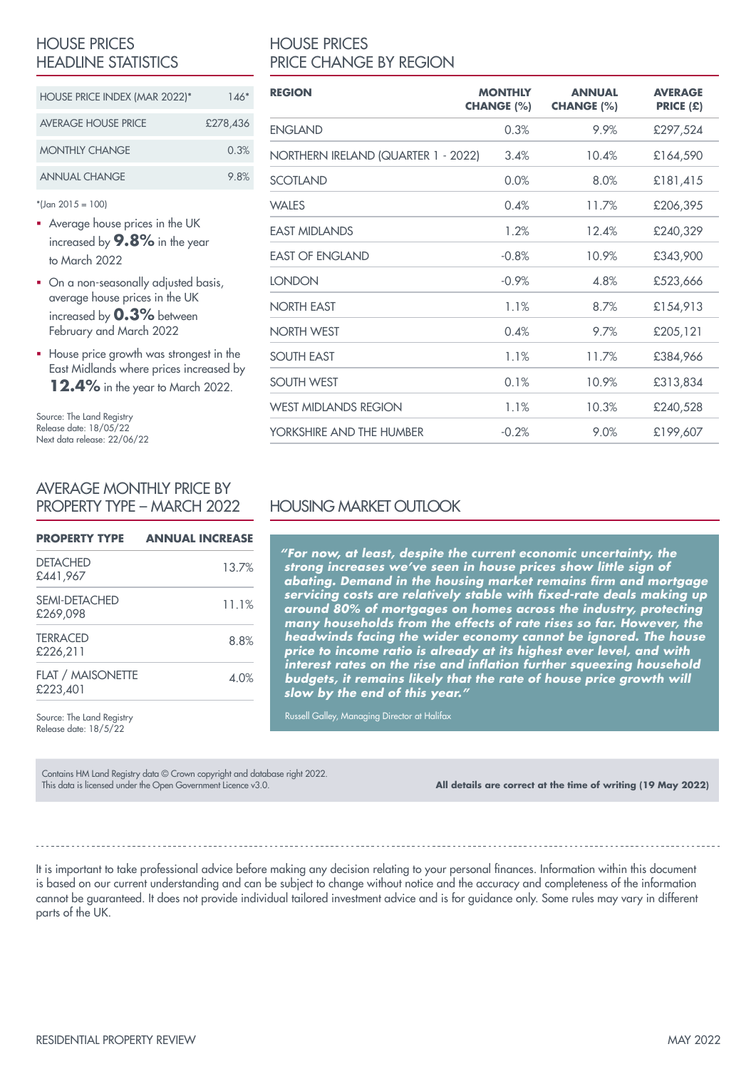## HOUSE PRICES
## HEADLINE STATISTICS

| | |
|---|---|
| HOUSE PRICE INDEX (MAR 2022)* | 146* |
| AVERAGE HOUSE PRICE | £278,436 |
| MONTHLY CHANGE | 0.3% |
| ANNUAL CHANGE | 9.8% |

*(Jan 2015 = 100)

- Average house prices in the UK increased by **9.8%** in the year to March 2022
- On a non-seasonally adjusted basis, average house prices in the UK increased by **0.3%** between February and March 2022
- House price growth was strongest in the East Midlands where prices increased by **12.4%** in the year to March 2022.

Source: The Land Registry
Release date: 18/05/22
Next data release: 22/06/22

## HOUSE PRICES
## PRICE CHANGE BY REGION

| REGION | MONTHLY CHANGE (%) | ANNUAL CHANGE (%) | AVERAGE PRICE (£) |
|---|---|---|---|
| ENGLAND | 0.3% | 9.9% | £297,524 |
| NORTHERN IRELAND (QUARTER 1 - 2022) | 3.4% | 10.4% | £164,590 |
| SCOTLAND | 0.0% | 8.0% | £181,415 |
| WALES | 0.4% | 11.7% | £206,395 |
| EAST MIDLANDS | 1.2% | 12.4% | £240,329 |
| EAST OF ENGLAND | -0.8% | 10.9% | £343,900 |
| LONDON | -0.9% | 4.8% | £523,666 |
| NORTH EAST | 1.1% | 8.7% | £154,913 |
| NORTH WEST | 0.4% | 9.7% | £205,121 |
| SOUTH EAST | 1.1% | 11.7% | £384,966 |
| SOUTH WEST | 0.1% | 10.9% | £313,834 |
| WEST MIDLANDS REGION | 1.1% | 10.3% | £240,528 |
| YORKSHIRE AND THE HUMBER | -0.2% | 9.0% | £199,607 |

## AVERAGE MONTHLY PRICE BY PROPERTY TYPE – MARCH 2022

| PROPERTY TYPE | ANNUAL INCREASE |
|---|---|
| DETACHED £441,967 | 13.7% |
| SEMI-DETACHED £269,098 | 11.1% |
| TERRACED £226,211 | 8.8% |
| FLAT / MAISONETTE £223,401 | 4.0% |

Source: The Land Registry
Release date: 18/5/22

## HOUSING MARKET OUTLOOK

***"For now, at least, despite the current economic uncertainty, the strong increases we've seen in house prices show little sign of abating. Demand in the housing market remains firm and mortgage servicing costs are relatively stable with fixed-rate deals making up around 80% of mortgages on homes across the industry, protecting many households from the effects of rate rises so far. However, the headwinds facing the wider economy cannot be ignored. The house price to income ratio is already at its highest ever level, and with interest rates on the rise and inflation further squeezing household budgets, it remains likely that the rate of house price growth will slow by the end of this year."***

Russell Galley, Managing Director at Halifax

Contains HM Land Registry data © Crown copyright and database right 2022.
This data is licensed under the Open Government Licence v3.0.

**All details are correct at the time of writing (19 May 2022)**

It is important to take professional advice before making any decision relating to your personal finances. Information within this document is based on our current understanding and can be subject to change without notice and the accuracy and completeness of the information cannot be guaranteed. It does not provide individual tailored investment advice and is for guidance only. Some rules may vary in different parts of the UK.